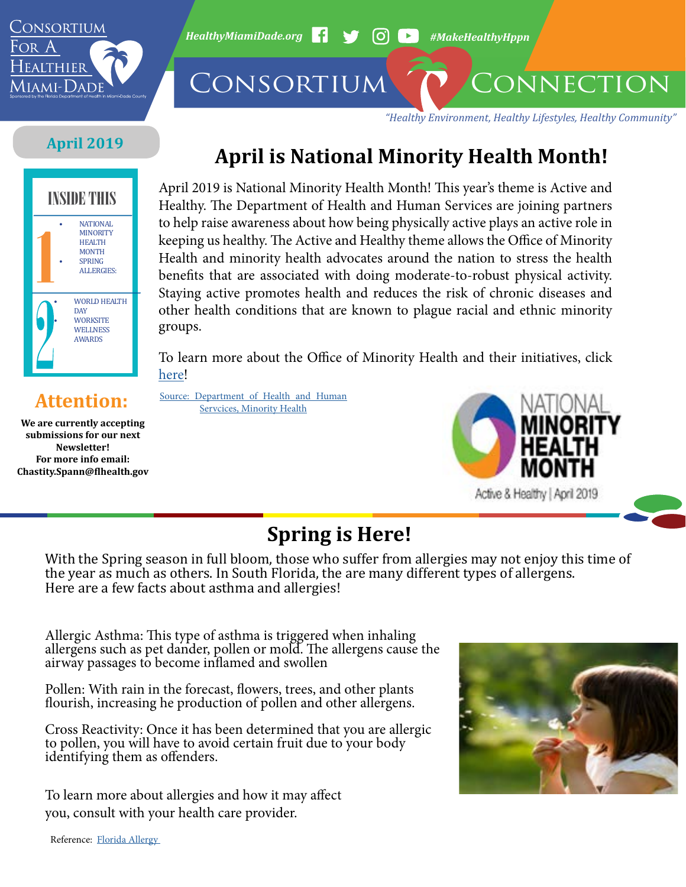# Consortium For A Healthier Miami-Dade

Sponsored by the Florida Department of Health in Miami-Dade County

HealthyMiamiDade.org #MakeHealthyHppn

# Consortium Connection

*"Healthy Environment, Healthy Lifestyles, Healthy Community"*

**April 2019**

**INSIDE THIS**

1
- NATIONAL MINORITY HEALTH MONTH
- SPRING ALLERGIES:

2
- WORLD HEALTH DAY
- WORKSITE WELLNESS AWARDS

## Attention:

**We are currently accepting submissions for our next Newsletter!**
**For more info email: Chastity.Spann@flhealth.gov**

## April is National Minority Health Month!

April 2019 is National Minority Health Month! This year's theme is Active and Healthy. The Department of Health and Human Services are joining partners to help raise awareness about how being physically active plays an active role in keeping us healthy. The Active and Healthy theme allows the Office of Minority Health and minority health advocates around the nation to stress the health benefits that are associated with doing moderate-to-robust physical activity. Staying active promotes health and reduces the risk of chronic diseases and other health conditions that are known to plague racial and ethnic minority groups.

To learn more about the Office of Minority Health and their initiatives, click here!

Source: Department of Health and Human Servcices, Minority Health

NATIONAL MINORITY HEALTH MONTH
Active & Healthy | April 2019

## Spring is Here!

With the Spring season in full bloom, those who suffer from allergies may not enjoy this time of the year as much as others. In South Florida, the are many different types of allergens. Here are a few facts about asthma and allergies!

Allergic Asthma: This type of asthma is triggered when inhaling allergens such as pet dander, pollen or mold. The allergens cause the airway passages to become inflamed and swollen

Pollen: With rain in the forecast, flowers, trees, and other plants flourish, increasing he production of pollen and other allergens.

Cross Reactivity: Once it has been determined that you are allergic to pollen, you will have to avoid certain fruit due to your body identifying them as offenders.

To learn more about allergies and how it may affect you, consult with your health care provider.

Reference: Florida Allergy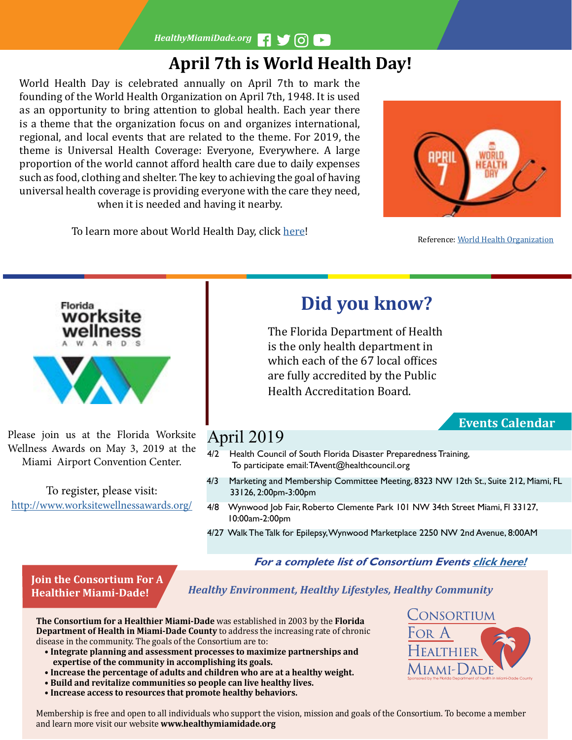HealthyMiamiDade.org

# April 7th is World Health Day!

World Health Day is celebrated annually on April 7th to mark the founding of the World Health Organization on April 7th, 1948. It is used as an opportunity to bring attention to global health. Each year there is a theme that the organization focus on and organizes international, regional, and local events that are related to the theme. For 2019, the theme is Universal Health Coverage: Everyone, Everywhere. A large proportion of the world cannot afford health care due to daily expenses such as food, clothing and shelter. The key to achieving the goal of having universal health coverage is providing everyone with the care they need, when it is needed and having it nearby.

To learn more about World Health Day, click here!

Reference: World Health Organization

Please join us at the Florida Worksite Wellness Awards on May 3, 2019 at the Miami Airport Convention Center.

To register, please visit:
http://www.worksitewellnessawards.org/

## Did you know?

The Florida Department of Health is the only health department in which each of the 67 local offices are fully accredited by the Public Health Accreditation Board.

## Events Calendar

### April 2019

- 4/2 Health Council of South Florida Disaster Preparedness Training, To participate email: TAvent@healthcouncil.org
- 4/3 Marketing and Membership Committee Meeting, 8323 NW 12th St., Suite 212, Miami, FL 33126, 2:00pm-3:00pm
- 4/8 Wynwood Job Fair, Roberto Clemente Park 101 NW 34th Street Miami, Fl 33127, 10:00am-2:00pm
- 4/27 Walk The Talk for Epilepsy, Wynwood Marketplace 2250 NW 2nd Avenue, 8:00AM

***For a complete list of Consortium Events click here!***

## Join the Consortium For A Healthier Miami-Dade!

***Healthy Environment, Healthy Lifestyles, Healthy Community***

**The Consortium for a Healthier Miami-Dade** was established in 2003 by the **Florida Department of Health in Miami-Dade County** to address the increasing rate of chronic disease in the community. The goals of the Consortium are to:

- **Integrate planning and assessment processes to maximize partnerships and expertise of the community in accomplishing its goals.**
- **Increase the percentage of adults and children who are at a healthy weight.**
- **Build and revitalize communities so people can live healthy lives.**
- **Increase access to resources that promote healthy behaviors.**

Consortium For A Healthier Miami-Dade
Sponsored by the Florida Department of Health in Miami-Dade County

Membership is free and open to all individuals who support the vision, mission and goals of the Consortium. To become a member and learn more visit our website **www.healthymiamidade.org**